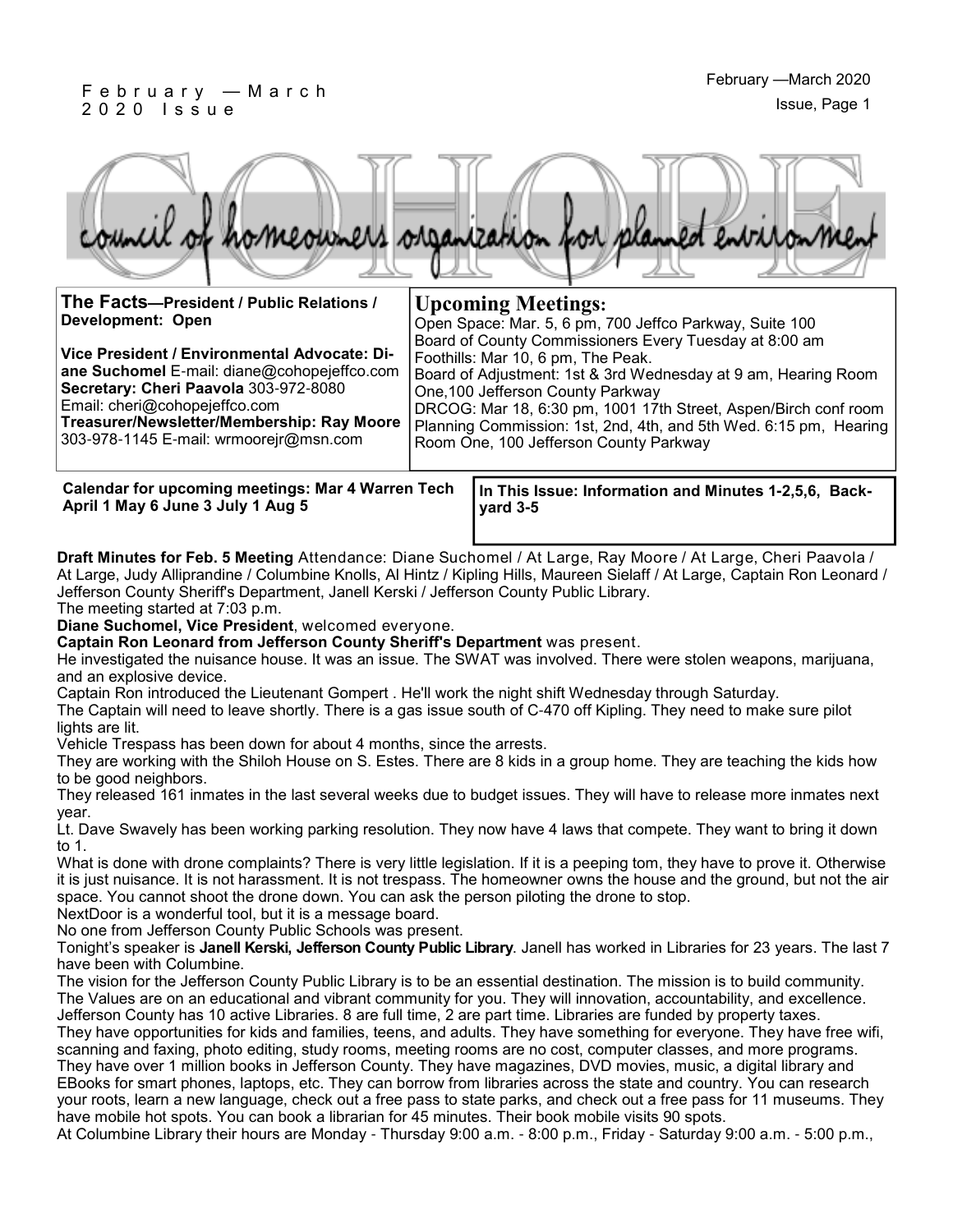# COHOPE

council of homeowners organization for planned environment

February —March 2020 Issue

**The Facts—President / Public Relations / Development: Open**

**Vice President / Environmental Advocate: Diane Suchomel** E-mail: diane@cohopejeffco.com
**Secretary: Cheri Paavola** 303-972-8080
Email: cheri@cohopejeffco.com
**Treasurer/Newsletter/Membership: Ray Moore** 303-978-1145 E-mail: wrmoorejr@msn.com

## Upcoming Meetings:

Open Space: Mar. 5, 6 pm, 700 Jeffco Parkway, Suite 100
Board of County Commissioners Every Tuesday at 8:00 am
Foothills: Mar 10, 6 pm, The Peak.
Board of Adjustment: 1st & 3rd Wednesday at 9 am, Hearing Room One,100 Jefferson County Parkway
DRCOG: Mar 18, 6:30 pm, 1001 17th Street, Aspen/Birch conf room
Planning Commission: 1st, 2nd, 4th, and 5th Wed. 6:15 pm, Hearing Room One, 100 Jefferson County Parkway

**Calendar for upcoming meetings: Mar 4 Warren Tech April 1 May 6 June 3 July 1 Aug 5**

**In This Issue: Information and Minutes 1-2,5,6, Backyard 3-5**

**Draft Minutes for Feb. 5 Meeting** Attendance: Diane Suchomel / At Large, Ray Moore / At Large, Cheri Paavola / At Large, Judy Alliprandine / Columbine Knolls, Al Hintz / Kipling Hills, Maureen Sielaff / At Large, Captain Ron Leonard / Jefferson County Sheriff's Department, Janell Kerski / Jefferson County Public Library.

The meeting started at 7:03 p.m.

**Diane Suchomel, Vice President**, welcomed everyone.

**Captain Ron Leonard from Jefferson County Sheriff's Department** was present.

He investigated the nuisance house. It was an issue. The SWAT was involved. There were stolen weapons, marijuana, and an explosive device.

Captain Ron introduced the Lieutenant Gompert . He'll work the night shift Wednesday through Saturday.

The Captain will need to leave shortly. There is a gas issue south of C-470 off Kipling. They need to make sure pilot lights are lit.

Vehicle Trespass has been down for about 4 months, since the arrests.

They are working with the Shiloh House on S. Estes. There are 8 kids in a group home. They are teaching the kids how to be good neighbors.

They released 161 inmates in the last several weeks due to budget issues. They will have to release more inmates next year.

Lt. Dave Swavely has been working parking resolution. They now have 4 laws that compete. They want to bring it down to 1.

What is done with drone complaints? There is very little legislation. If it is a peeping tom, they have to prove it. Otherwise it is just nuisance. It is not harassment. It is not trespass. The homeowner owns the house and the ground, but not the air space. You cannot shoot the drone down. You can ask the person piloting the drone to stop.

NextDoor is a wonderful tool, but it is a message board.

No one from Jefferson County Public Schools was present.

Tonight's speaker is **Janell Kerski, Jefferson County Public Library**. Janell has worked in Libraries for 23 years. The last 7 have been with Columbine.

The vision for the Jefferson County Public Library is to be an essential destination. The mission is to build community. The Values are on an educational and vibrant community for you. They will innovation, accountability, and excellence. Jefferson County has 10 active Libraries. 8 are full time, 2 are part time. Libraries are funded by property taxes.

They have opportunities for kids and families, teens, and adults. They have something for everyone. They have free wifi, scanning and faxing, photo editing, study rooms, meeting rooms are no cost, computer classes, and more programs. They have over 1 million books in Jefferson County. They have magazines, DVD movies, music, a digital library and EBooks for smart phones, laptops, etc. They can borrow from libraries across the state and country. You can research your roots, learn a new language, check out a free pass to state parks, and check out a free pass for 11 museums. They have mobile hot spots. You can book a librarian for 45 minutes. Their book mobile visits 90 spots.

At Columbine Library their hours are Monday - Thursday 9:00 a.m. - 8:00 p.m., Friday - Saturday 9:00 a.m. - 5:00 p.m.,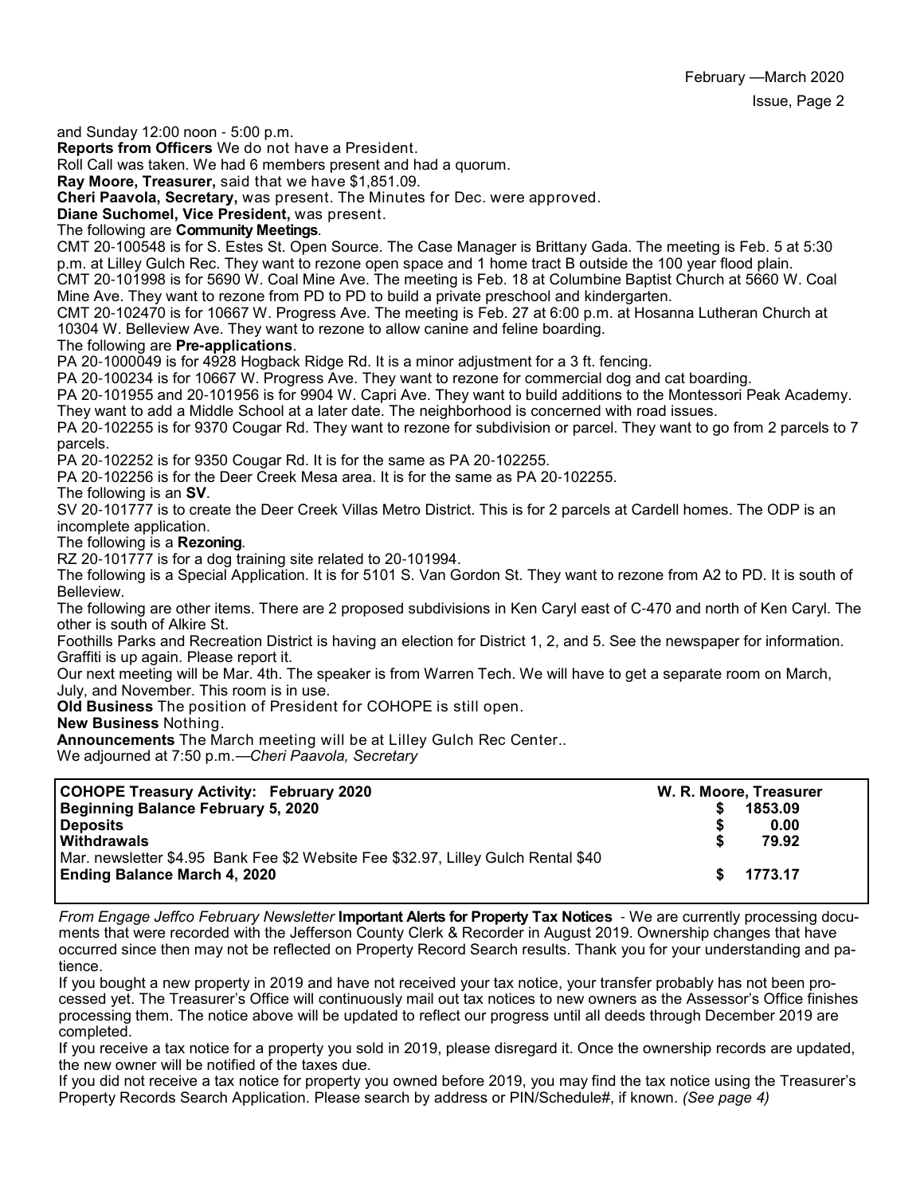and Sunday 12:00 noon - 5:00 p.m.

**Reports from Officers** We do not have a President.

Roll Call was taken. We had 6 members present and had a quorum.

**Ray Moore, Treasurer,** said that we have $1,851.09.

**Cheri Paavola, Secretary,** was present. The Minutes for Dec. were approved.

**Diane Suchomel, Vice President,** was present.

The following are **Community Meetings**.

CMT 20-100548 is for S. Estes St. Open Source. The Case Manager is Brittany Gada. The meeting is Feb. 5 at 5:30 p.m. at Lilley Gulch Rec. They want to rezone open space and 1 home tract B outside the 100 year flood plain.

CMT 20-101998 is for 5690 W. Coal Mine Ave. The meeting is Feb. 18 at Columbine Baptist Church at 5660 W. Coal Mine Ave. They want to rezone from PD to PD to build a private preschool and kindergarten.

CMT 20-102470 is for 10667 W. Progress Ave. The meeting is Feb. 27 at 6:00 p.m. at Hosanna Lutheran Church at 10304 W. Belleview Ave. They want to rezone to allow canine and feline boarding.

The following are **Pre-applications**.

PA 20-1000049 is for 4928 Hogback Ridge Rd. It is a minor adjustment for a 3 ft. fencing.

PA 20-100234 is for 10667 W. Progress Ave. They want to rezone for commercial dog and cat boarding.

PA 20-101955 and 20-101956 is for 9904 W. Capri Ave. They want to build additions to the Montessori Peak Academy. They want to add a Middle School at a later date. The neighborhood is concerned with road issues.

PA 20-102255 is for 9370 Cougar Rd. They want to rezone for subdivision or parcel. They want to go from 2 parcels to 7 parcels.

PA 20-102252 is for 9350 Cougar Rd. It is for the same as PA 20-102255.

PA 20-102256 is for the Deer Creek Mesa area. It is for the same as PA 20-102255.

The following is an **SV**.

SV 20-101777 is to create the Deer Creek Villas Metro District. This is for 2 parcels at Cardell homes. The ODP is an incomplete application.

The following is a **Rezoning**.

RZ 20-101777 is for a dog training site related to 20-101994.

The following is a Special Application. It is for 5101 S. Van Gordon St. They want to rezone from A2 to PD. It is south of Belleview.

The following are other items. There are 2 proposed subdivisions in Ken Caryl east of C-470 and north of Ken Caryl. The other is south of Alkire St.

Foothills Parks and Recreation District is having an election for District 1, 2, and 5. See the newspaper for information.

Graffiti is up again. Please report it.

Our next meeting will be Mar. 4th. The speaker is from Warren Tech. We will have to get a separate room on March, July, and November. This room is in use.

**Old Business** The position of President for COHOPE is still open.

**New Business** Nothing.

**Announcements** The March meeting will be at Lilley Gulch Rec Center..

We adjourned at 7:50 p.m.—*Cheri Paavola, Secretary*

| **COHOPE Treasury Activity: February 2020** | **W. R. Moore, Treasurer** |
|---|---|
| **Beginning Balance February 5, 2020** | **$ 1853.09** |
| **Deposits** | **$ 0.00** |
| **Withdrawals** | **$ 79.92** |
| Mar. newsletter $4.95 Bank Fee $2 Website Fee $32.97, Lilley Gulch Rental $40 | |
| **Ending Balance March 4, 2020** | **$ 1773.17** |

*From Engage Jeffco February Newsletter* **Important Alerts for Property Tax Notices** - We are currently processing documents that were recorded with the Jefferson County Clerk & Recorder in August 2019. Ownership changes that have occurred since then may not be reflected on Property Record Search results. Thank you for your understanding and patience.

If you bought a new property in 2019 and have not received your tax notice, your transfer probably has not been processed yet. The Treasurer's Office will continuously mail out tax notices to new owners as the Assessor's Office finishes processing them. The notice above will be updated to reflect our progress until all deeds through December 2019 are completed.

If you receive a tax notice for a property you sold in 2019, please disregard it. Once the ownership records are updated, the new owner will be notified of the taxes due.

If you did not receive a tax notice for property you owned before 2019, you may find the tax notice using the Treasurer's Property Records Search Application. Please search by address or PIN/Schedule#, if known. *(See page 4)*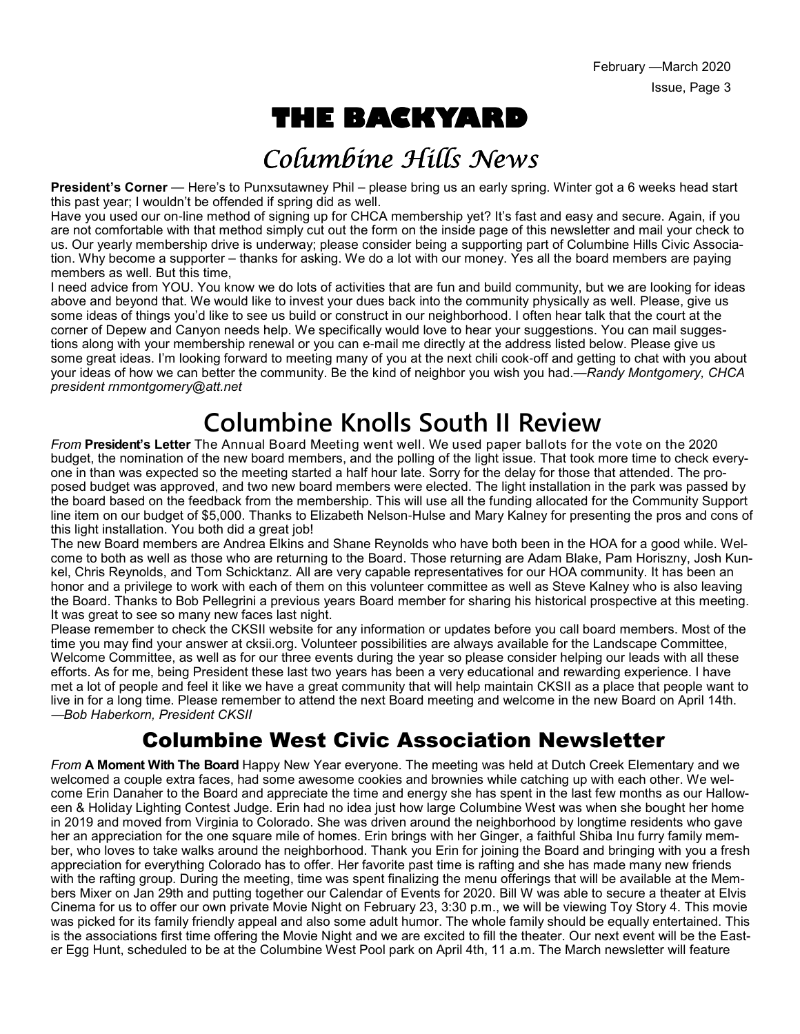# THE BACKYARD

## *Columbine Hills News*

**President's Corner** — Here's to Punxsutawney Phil – please bring us an early spring. Winter got a 6 weeks head start this past year; I wouldn't be offended if spring did as well.

Have you used our on-line method of signing up for CHCA membership yet? It's fast and easy and secure. Again, if you are not comfortable with that method simply cut out the form on the inside page of this newsletter and mail your check to us. Our yearly membership drive is underway; please consider being a supporting part of Columbine Hills Civic Association. Why become a supporter – thanks for asking. We do a lot with our money. Yes all the board members are paying members as well. But this time,

I need advice from YOU. You know we do lots of activities that are fun and build community, but we are looking for ideas above and beyond that. We would like to invest your dues back into the community physically as well. Please, give us some ideas of things you'd like to see us build or construct in our neighborhood. I often hear talk that the court at the corner of Depew and Canyon needs help. We specifically would love to hear your suggestions. You can mail suggestions along with your membership renewal or you can e-mail me directly at the address listed below. Please give us some great ideas. I'm looking forward to meeting many of you at the next chili cook-off and getting to chat with you about your ideas of how we can better the community. Be the kind of neighbor you wish you had.—*Randy Montgomery, CHCA president rnmontgomery@att.net*

## Columbine Knolls South II Review

*From* **President's Letter** The Annual Board Meeting went well. We used paper ballots for the vote on the 2020 budget, the nomination of the new board members, and the polling of the light issue. That took more time to check everyone in than was expected so the meeting started a half hour late. Sorry for the delay for those that attended. The proposed budget was approved, and two new board members were elected. The light installation in the park was passed by the board based on the feedback from the membership. This will use all the funding allocated for the Community Support line item on our budget of $5,000. Thanks to Elizabeth Nelson-Hulse and Mary Kalney for presenting the pros and cons of this light installation. You both did a great job!

The new Board members are Andrea Elkins and Shane Reynolds who have both been in the HOA for a good while. Welcome to both as well as those who are returning to the Board. Those returning are Adam Blake, Pam Horiszny, Josh Kunkel, Chris Reynolds, and Tom Schicktanz. All are very capable representatives for our HOA community. It has been an honor and a privilege to work with each of them on this volunteer committee as well as Steve Kalney who is also leaving the Board. Thanks to Bob Pellegrini a previous years Board member for sharing his historical prospective at this meeting. It was great to see so many new faces last night.

Please remember to check the CKSII website for any information or updates before you call board members. Most of the time you may find your answer at cksii.org. Volunteer possibilities are always available for the Landscape Committee, Welcome Committee, as well as for our three events during the year so please consider helping our leads with all these efforts. As for me, being President these last two years has been a very educational and rewarding experience. I have met a lot of people and feel it like we have a great community that will help maintain CKSII as a place that people want to live in for a long time. Please remember to attend the next Board meeting and welcome in the new Board on April 14th. *—Bob Haberkorn, President CKSII*

### Columbine West Civic Association Newsletter

*From* **A Moment With The Board** Happy New Year everyone. The meeting was held at Dutch Creek Elementary and we welcomed a couple extra faces, had some awesome cookies and brownies while catching up with each other. We welcome Erin Danaher to the Board and appreciate the time and energy she has spent in the last few months as our Halloween & Holiday Lighting Contest Judge. Erin had no idea just how large Columbine West was when she bought her home in 2019 and moved from Virginia to Colorado. She was driven around the neighborhood by longtime residents who gave her an appreciation for the one square mile of homes. Erin brings with her Ginger, a faithful Shiba Inu furry family member, who loves to take walks around the neighborhood. Thank you Erin for joining the Board and bringing with you a fresh appreciation for everything Colorado has to offer. Her favorite past time is rafting and she has made many new friends with the rafting group. During the meeting, time was spent finalizing the menu offerings that will be available at the Members Mixer on Jan 29th and putting together our Calendar of Events for 2020. Bill W was able to secure a theater at Elvis Cinema for us to offer our own private Movie Night on February 23, 3:30 p.m., we will be viewing Toy Story 4. This movie was picked for its family friendly appeal and also some adult humor. The whole family should be equally entertained. This is the associations first time offering the Movie Night and we are excited to fill the theater. Our next event will be the Easter Egg Hunt, scheduled to be at the Columbine West Pool park on April 4th, 11 a.m. The March newsletter will feature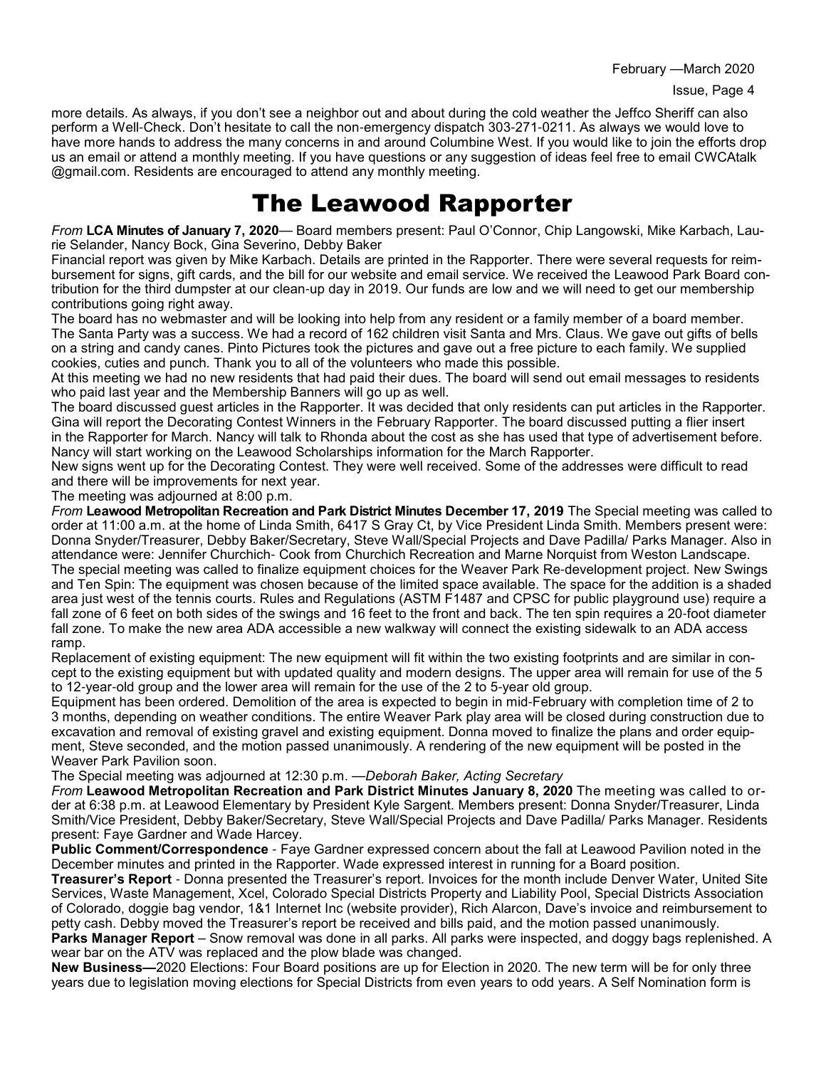more details. As always, if you don't see a neighbor out and about during the cold weather the Jeffco Sheriff can also perform a Well-Check. Don't hesitate to call the non-emergency dispatch 303-271-0211. As always we would love to have more hands to address the many concerns in and around Columbine West. If you would like to join the efforts drop us an email or attend a monthly meeting. If you have questions or any suggestion of ideas feel free to email CWCAtalk @gmail.com. Residents are encouraged to attend any monthly meeting.

# The Leawood Rapporter

*From* **LCA Minutes of January 7, 2020**— Board members present: Paul O'Connor, Chip Langowski, Mike Karbach, Laurie Selander, Nancy Bock, Gina Severino, Debby Baker

Financial report was given by Mike Karbach. Details are printed in the Rapporter. There were several requests for reimbursement for signs, gift cards, and the bill for our website and email service. We received the Leawood Park Board contribution for the third dumpster at our clean-up day in 2019. Our funds are low and we will need to get our membership contributions going right away.

The board has no webmaster and will be looking into help from any resident or a family member of a board member.

The Santa Party was a success. We had a record of 162 children visit Santa and Mrs. Claus. We gave out gifts of bells on a string and candy canes. Pinto Pictures took the pictures and gave out a free picture to each family. We supplied cookies, cuties and punch. Thank you to all of the volunteers who made this possible.

At this meeting we had no new residents that had paid their dues. The board will send out email messages to residents who paid last year and the Membership Banners will go up as well.

The board discussed guest articles in the Rapporter. It was decided that only residents can put articles in the Rapporter. Gina will report the Decorating Contest Winners in the February Rapporter. The board discussed putting a flier insert in the Rapporter for March. Nancy will talk to Rhonda about the cost as she has used that type of advertisement before. Nancy will start working on the Leawood Scholarships information for the March Rapporter.

New signs went up for the Decorating Contest. They were well received. Some of the addresses were difficult to read and there will be improvements for next year.

The meeting was adjourned at 8:00 p.m.

*From* **Leawood Metropolitan Recreation and Park District Minutes December 17, 2019** The Special meeting was called to order at 11:00 a.m. at the home of Linda Smith, 6417 S Gray Ct, by Vice President Linda Smith. Members present were: Donna Snyder/Treasurer, Debby Baker/Secretary, Steve Wall/Special Projects and Dave Padilla/ Parks Manager. Also in attendance were: Jennifer Churchich- Cook from Churchich Recreation and Marne Norquist from Weston Landscape.

The special meeting was called to finalize equipment choices for the Weaver Park Re-development project. New Swings and Ten Spin: The equipment was chosen because of the limited space available. The space for the addition is a shaded area just west of the tennis courts. Rules and Regulations (ASTM F1487 and CPSC for public playground use) require a fall zone of 6 feet on both sides of the swings and 16 feet to the front and back. The ten spin requires a 20-foot diameter fall zone. To make the new area ADA accessible a new walkway will connect the existing sidewalk to an ADA access ramp.

Replacement of existing equipment: The new equipment will fit within the two existing footprints and are similar in concept to the existing equipment but with updated quality and modern designs. The upper area will remain for use of the 5 to 12-year-old group and the lower area will remain for the use of the 2 to 5-year old group.

Equipment has been ordered. Demolition of the area is expected to begin in mid-February with completion time of 2 to 3 months, depending on weather conditions. The entire Weaver Park play area will be closed during construction due to excavation and removal of existing gravel and existing equipment. Donna moved to finalize the plans and order equipment, Steve seconded, and the motion passed unanimously. A rendering of the new equipment will be posted in the Weaver Park Pavilion soon.

The Special meeting was adjourned at 12:30 p.m. —*Deborah Baker, Acting Secretary*

*From* **Leawood Metropolitan Recreation and Park District Minutes January 8, 2020** The meeting was called to order at 6:38 p.m. at Leawood Elementary by President Kyle Sargent. Members present: Donna Snyder/Treasurer, Linda Smith/Vice President, Debby Baker/Secretary, Steve Wall/Special Projects and Dave Padilla/ Parks Manager. Residents present: Faye Gardner and Wade Harcey.

**Public Comment/Correspondence** - Faye Gardner expressed concern about the fall at Leawood Pavilion noted in the December minutes and printed in the Rapporter. Wade expressed interest in running for a Board position.

**Treasurer's Report** - Donna presented the Treasurer's report. Invoices for the month include Denver Water, United Site Services, Waste Management, Xcel, Colorado Special Districts Property and Liability Pool, Special Districts Association of Colorado, doggie bag vendor, 1&1 Internet Inc (website provider), Rich Alarcon, Dave's invoice and reimbursement to petty cash. Debby moved the Treasurer's report be received and bills paid, and the motion passed unanimously.

**Parks Manager Report** – Snow removal was done in all parks. All parks were inspected, and doggy bags replenished. A wear bar on the ATV was replaced and the plow blade was changed.

**New Business—**2020 Elections: Four Board positions are up for Election in 2020. The new term will be for only three years due to legislation moving elections for Special Districts from even years to odd years. A Self Nomination form is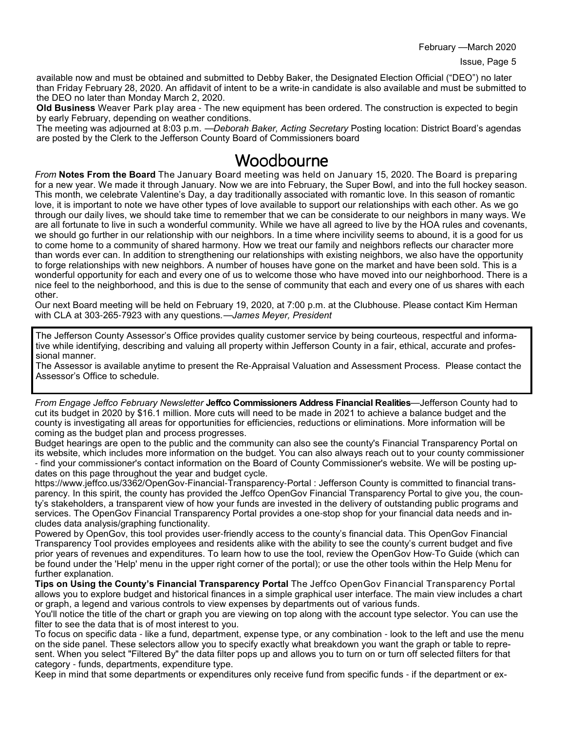available now and must be obtained and submitted to Debby Baker, the Designated Election Official ("DEO") no later than Friday February 28, 2020. An affidavit of intent to be a write-in candidate is also available and must be submitted to the DEO no later than Monday March 2, 2020.

**Old Business** Weaver Park play area - The new equipment has been ordered. The construction is expected to begin by early February, depending on weather conditions.

The meeting was adjourned at 8:03 p.m. —*Deborah Baker, Acting Secretary* Posting location: District Board's agendas are posted by the Clerk to the Jefferson County Board of Commissioners board

# Woodbourne

*From* **Notes From the Board** The January Board meeting was held on January 15, 2020. The Board is preparing for a new year. We made it through January. Now we are into February, the Super Bowl, and into the full hockey season. This month, we celebrate Valentine's Day, a day traditionally associated with romantic love. In this season of romantic love, it is important to note we have other types of love available to support our relationships with each other. As we go through our daily lives, we should take time to remember that we can be considerate to our neighbors in many ways. We are all fortunate to live in such a wonderful community. While we have all agreed to live by the HOA rules and covenants, we should go further in our relationship with our neighbors. In a time where incivility seems to abound, it is a good for us to come home to a community of shared harmony. How we treat our family and neighbors reflects our character more than words ever can. In addition to strengthening our relationships with existing neighbors, we also have the opportunity to forge relationships with new neighbors. A number of houses have gone on the market and have been sold. This is a wonderful opportunity for each and every one of us to welcome those who have moved into our neighborhood. There is a nice feel to the neighborhood, and this is due to the sense of community that each and every one of us shares with each other.

Our next Board meeting will be held on February 19, 2020, at 7:00 p.m. at the Clubhouse. Please contact Kim Herman with CLA at 303-265-7923 with any questions*.—James Meyer, President*

The Jefferson County Assessor's Office provides quality customer service by being courteous, respectful and informative while identifying, describing and valuing all property within Jefferson County in a fair, ethical, accurate and professional manner.

The Assessor is available anytime to present the Re-Appraisal Valuation and Assessment Process. Please contact the Assessor's Office to schedule.

*From Engage Jeffco February Newsletter* **Jeffco Commissioners Address Financial Realities**—Jefferson County had to cut its budget in 2020 by $16.1 million. More cuts will need to be made in 2021 to achieve a balance budget and the county is investigating all areas for opportunities for efficiencies, reductions or eliminations. More information will be coming as the budget plan and process progresses.

Budget hearings are open to the public and the community can also see the county's Financial Transparency Portal on its website, which includes more information on the budget. You can also always reach out to your county commissioner - find your commissioner's contact information on the Board of County Commissioner's website. We will be posting updates on this page throughout the year and budget cycle.

https://www.jeffco.us/3362/OpenGov-Financial-Transparency-Portal : Jefferson County is committed to financial transparency. In this spirit, the county has provided the Jeffco OpenGov Financial Transparency Portal to give you, the county's stakeholders, a transparent view of how your funds are invested in the delivery of outstanding public programs and services. The OpenGov Financial Transparency Portal provides a one-stop shop for your financial data needs and includes data analysis/graphing functionality.

Powered by OpenGov, this tool provides user-friendly access to the county's financial data. This OpenGov Financial Transparency Tool provides employees and residents alike with the ability to see the county's current budget and five prior years of revenues and expenditures. To learn how to use the tool, review the OpenGov How-To Guide (which can be found under the 'Help' menu in the upper right corner of the portal); or use the other tools within the Help Menu for further explanation.

**Tips on Using the County's Financial Transparency Portal** The Jeffco OpenGov Financial Transparency Portal allows you to explore budget and historical finances in a simple graphical user interface. The main view includes a chart or graph, a legend and various controls to view expenses by departments out of various funds.

You'll notice the title of the chart or graph you are viewing on top along with the account type selector. You can use the filter to see the data that is of most interest to you.

To focus on specific data - like a fund, department, expense type, or any combination - look to the left and use the menu on the side panel. These selectors allow you to specify exactly what breakdown you want the graph or table to represent. When you select "Filtered By" the data filter pops up and allows you to turn on or turn off selected filters for that category - funds, departments, expenditure type.

Keep in mind that some departments or expenditures only receive fund from specific funds - if the department or ex-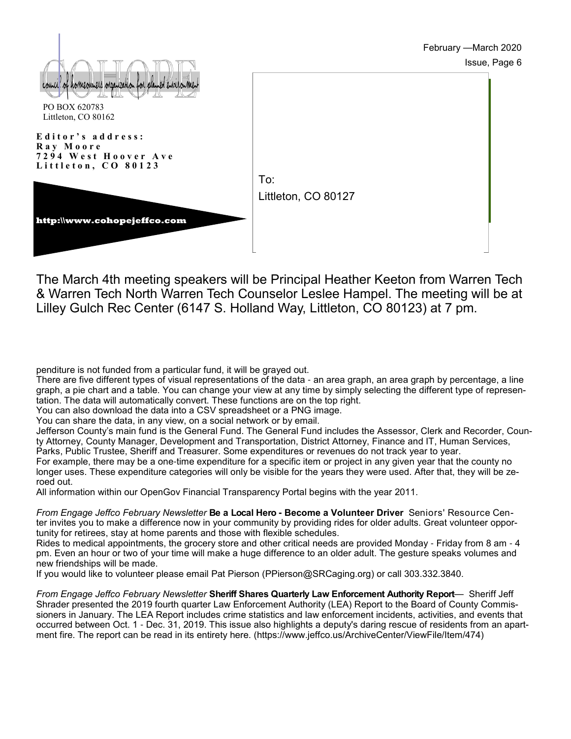COHOPE

council of homeowners organization for planned environment

PO BOX 620783
Littleton, CO 80162

**Editor's address:**
**Ray Moore**
**7294 West Hoover Ave**
**Littleton, CO 80123**

**http:\\www.cohopejeffco.com**

To:
Littleton, CO 80127

The March 4th meeting speakers will be Principal Heather Keeton from Warren Tech & Warren Tech North Warren Tech Counselor Leslee Hampel. The meeting will be at Lilley Gulch Rec Center (6147 S. Holland Way, Littleton, CO 80123) at 7 pm.

penditure is not funded from a particular fund, it will be grayed out.

There are five different types of visual representations of the data - an area graph, an area graph by percentage, a line graph, a pie chart and a table. You can change your view at any time by simply selecting the different type of representation. The data will automatically convert. These functions are on the top right.

You can also download the data into a CSV spreadsheet or a PNG image.

You can share the data, in any view, on a social network or by email.

Jefferson County's main fund is the General Fund. The General Fund includes the Assessor, Clerk and Recorder, County Attorney, County Manager, Development and Transportation, District Attorney, Finance and IT, Human Services, Parks, Public Trustee, Sheriff and Treasurer. Some expenditures or revenues do not track year to year.

For example, there may be a one-time expenditure for a specific item or project in any given year that the county no longer uses. These expenditure categories will only be visible for the years they were used. After that, they will be zeroed out.

All information within our OpenGov Financial Transparency Portal begins with the year 2011.

*From Engage Jeffco February Newsletter* **Be a Local Hero - Become a Volunteer Driver** Seniors' Resource Center invites you to make a difference now in your community by providing rides for older adults. Great volunteer opportunity for retirees, stay at home parents and those with flexible schedules.

Rides to medical appointments, the grocery store and other critical needs are provided Monday - Friday from 8 am - 4 pm. Even an hour or two of your time will make a huge difference to an older adult. The gesture speaks volumes and new friendships will be made.

If you would like to volunteer please email Pat Pierson (PPierson@SRCaging.org) or call 303.332.3840.

*From Engage Jeffco February Newsletter* **Sheriff Shares Quarterly Law Enforcement Authority Report**— Sheriff Jeff Shrader presented the 2019 fourth quarter Law Enforcement Authority (LEA) Report to the Board of County Commissioners in January. The LEA Report includes crime statistics and law enforcement incidents, activities, and events that occurred between Oct. 1 - Dec. 31, 2019. This issue also highlights a deputy's daring rescue of residents from an apartment fire. The report can be read in its entirety here. (https://www.jeffco.us/ArchiveCenter/ViewFile/Item/474)